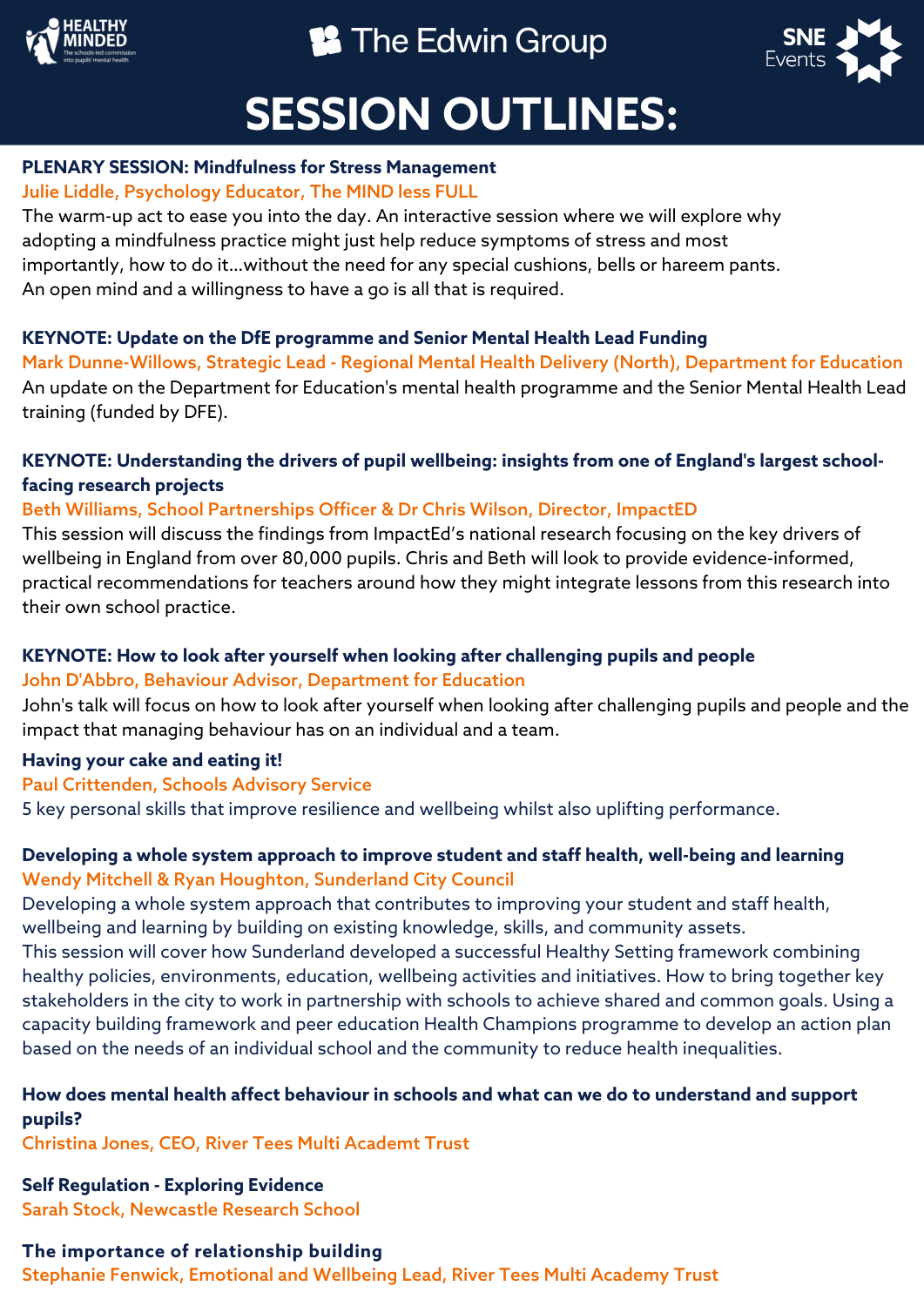# SESSION OUTLINES:

**PLENARY SESSION: Mindfulness for Stress Management**

Julie Liddle, Psychology Educator, The MIND less FULL

The warm-up act to ease you into the day. An interactive session where we will explore why adopting a mindfulness practice might just help reduce symptoms of stress and most importantly, how to do it...without the need for any special cushions, bells or hareem pants. An open mind and a willingness to have a go is all that is required.

**KEYNOTE: Update on the DfE programme and Senior Mental Health Lead Funding**

Mark Dunne-Willows, Strategic Lead - Regional Mental Health Delivery (North), Department for Education

An update on the Department for Education's mental health programme and the Senior Mental Health Lead training (funded by DFE).

**KEYNOTE: Understanding the drivers of pupil wellbeing: insights from one of England's largest school-facing research projects**

Beth Williams, School Partnerships Officer & Dr Chris Wilson, Director, ImpactED

This session will discuss the findings from ImpactEd's national research focusing on the key drivers of wellbeing in England from over 80,000 pupils. Chris and Beth will look to provide evidence-informed, practical recommendations for teachers around how they might integrate lessons from this research into their own school practice.

**KEYNOTE: How to look after yourself when looking after challenging pupils and people**

John D'Abbro, Behaviour Advisor, Department for Education

John's talk will focus on how to look after yourself when looking after challenging pupils and people and the impact that managing behaviour has on an individual and a team.

**Having your cake and eating it!**

Paul Crittenden, Schools Advisory Service

5 key personal skills that improve resilience and wellbeing whilst also uplifting performance.

**Developing a whole system approach to improve student and staff health, well-being and learning**

Wendy Mitchell & Ryan Houghton, Sunderland City Council

Developing a whole system approach that contributes to improving your student and staff health, wellbeing and learning by building on existing knowledge, skills, and community assets.
This session will cover how Sunderland developed a successful Healthy Setting framework combining healthy policies, environments, education, wellbeing activities and initiatives. How to bring together key stakeholders in the city to work in partnership with schools to achieve shared and common goals. Using a capacity building framework and peer education Health Champions programme to develop an action plan based on the needs of an individual school and the community to reduce health inequalities.

**How does mental health affect behaviour in schools and what can we do to understand and support pupils?**

Christina Jones, CEO, River Tees Multi Academt Trust

**Self Regulation - Exploring Evidence**

Sarah Stock, Newcastle Research School

**The importance of relationship building**

Stephanie Fenwick, Emotional and Wellbeing Lead, River Tees Multi Academy Trust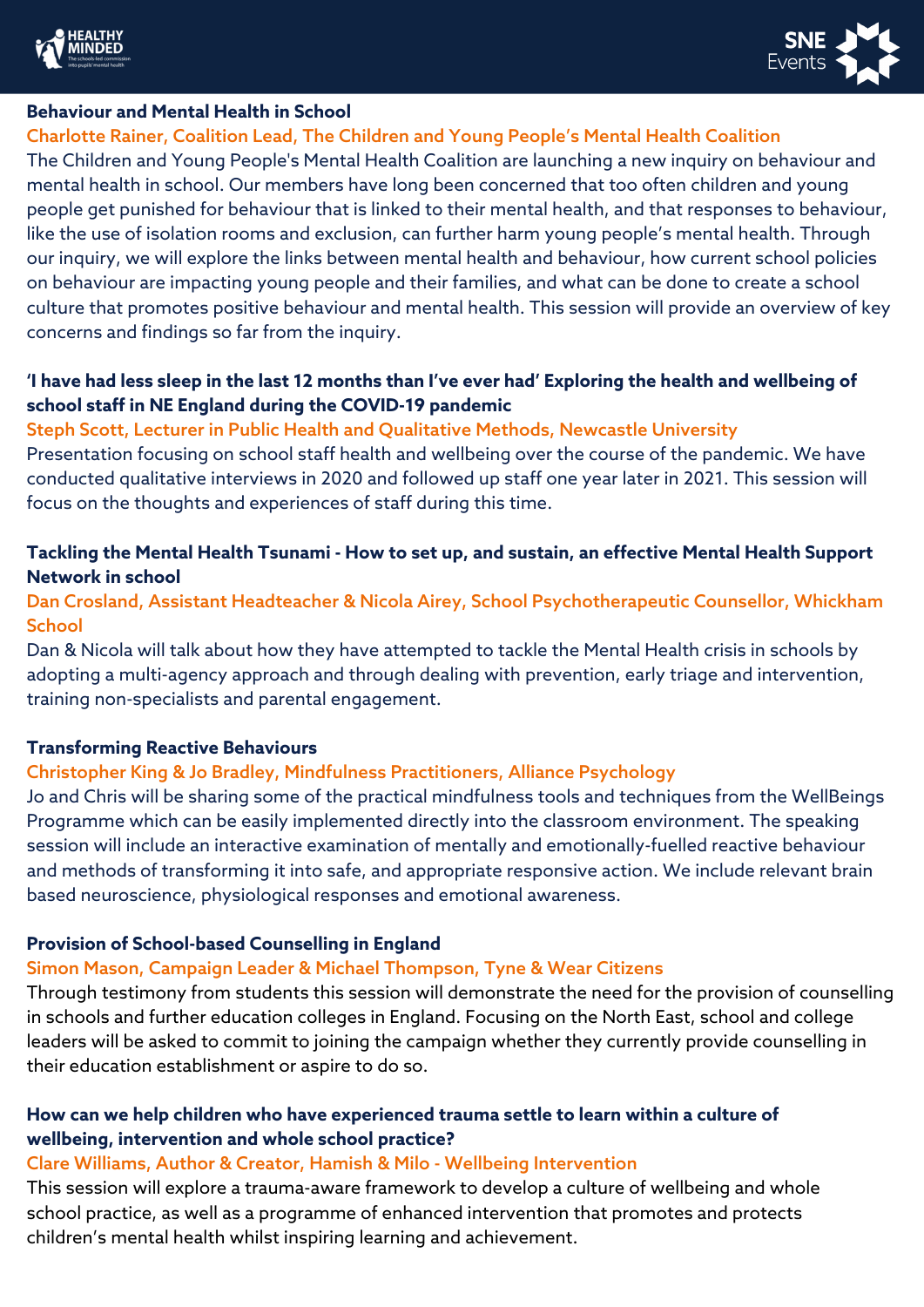### Behaviour and Mental Health in School

**Charlotte Rainer, Coalition Lead, The Children and Young People's Mental Health Coalition**

The Children and Young People's Mental Health Coalition are launching a new inquiry on behaviour and mental health in school. Our members have long been concerned that too often children and young people get punished for behaviour that is linked to their mental health, and that responses to behaviour, like the use of isolation rooms and exclusion, can further harm young people's mental health. Through our inquiry, we will explore the links between mental health and behaviour, how current school policies on behaviour are impacting young people and their families, and what can be done to create a school culture that promotes positive behaviour and mental health. This session will provide an overview of key concerns and findings so far from the inquiry.

### 'I have had less sleep in the last 12 months than I've ever had' Exploring the health and wellbeing of school staff in NE England during the COVID-19 pandemic

**Steph Scott, Lecturer in Public Health and Qualitative Methods, Newcastle University**

Presentation focusing on school staff health and wellbeing over the course of the pandemic. We have conducted qualitative interviews in 2020 and followed up staff one year later in 2021. This session will focus on the thoughts and experiences of staff during this time.

### Tackling the Mental Health Tsunami - How to set up, and sustain, an effective Mental Health Support Network in school

**Dan Crosland, Assistant Headteacher & Nicola Airey, School Psychotherapeutic Counsellor, Whickham School**

Dan & Nicola will talk about how they have attempted to tackle the Mental Health crisis in schools by adopting a multi-agency approach and through dealing with prevention, early triage and intervention, training non-specialists and parental engagement.

### Transforming Reactive Behaviours

**Christopher King & Jo Bradley, Mindfulness Practitioners, Alliance Psychology**

Jo and Chris will be sharing some of the practical mindfulness tools and techniques from the WellBeings Programme which can be easily implemented directly into the classroom environment. The speaking session will include an interactive examination of mentally and emotionally-fuelled reactive behaviour and methods of transforming it into safe, and appropriate responsive action. We include relevant brain based neuroscience, physiological responses and emotional awareness.

### Provision of School-based Counselling in England

**Simon Mason, Campaign Leader & Michael Thompson, Tyne & Wear Citizens**

Through testimony from students this session will demonstrate the need for the provision of counselling in schools and further education colleges in England. Focusing on the North East, school and college leaders will be asked to commit to joining the campaign whether they currently provide counselling in their education establishment or aspire to do so.

### How can we help children who have experienced trauma settle to learn within a culture of wellbeing, intervention and whole school practice?

**Clare Williams, Author & Creator, Hamish & Milo - Wellbeing Intervention**

This session will explore a trauma-aware framework to develop a culture of wellbeing and whole school practice, as well as a programme of enhanced intervention that promotes and protects children's mental health whilst inspiring learning and achievement.